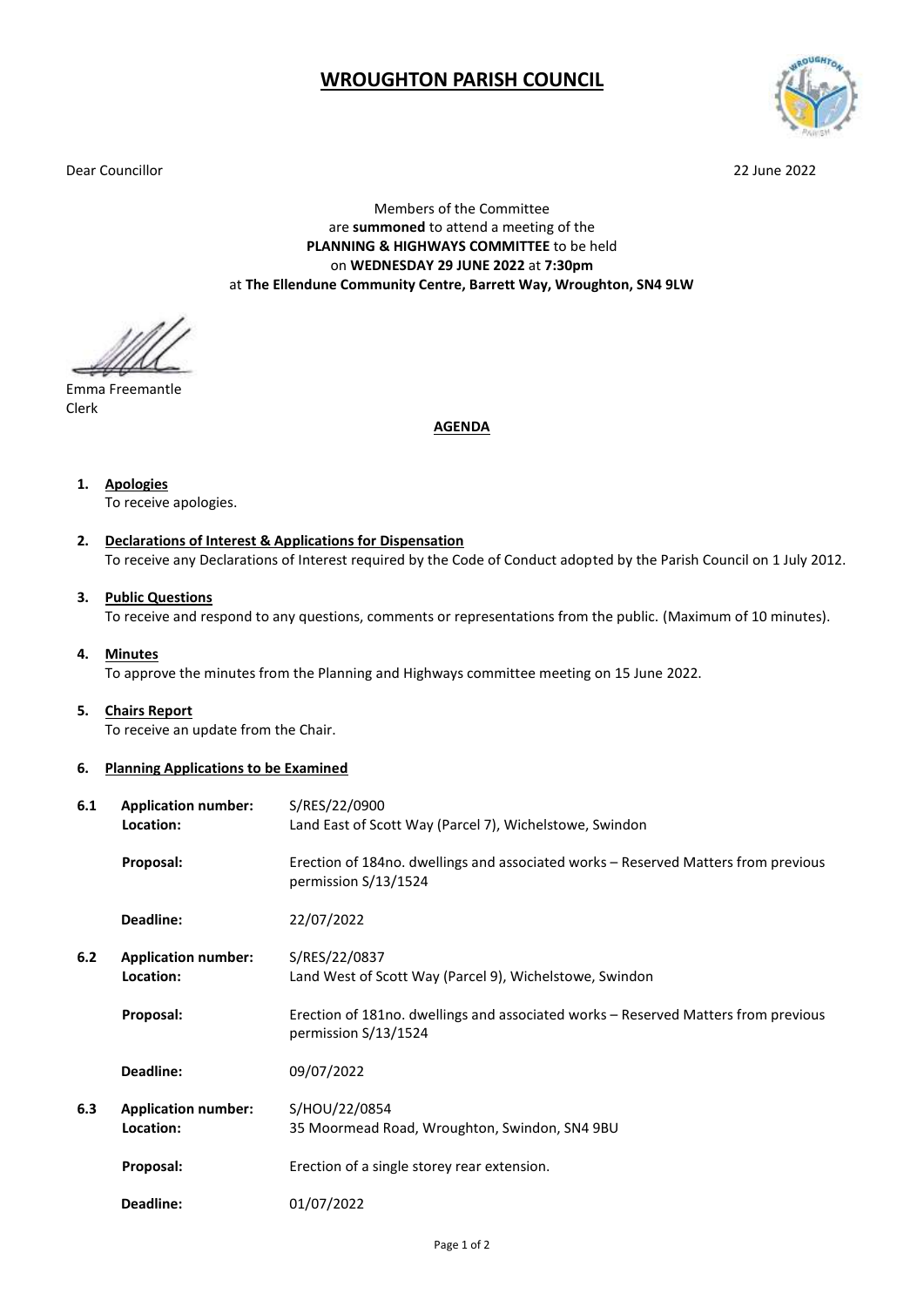# WROUGHTON PARISH COUNCIL

Dear Councillor

22 June 2022

Members of the Committee
are **summoned** to attend a meeting of the
**PLANNING & HIGHWAYS COMMITTEE** to be held
on **WEDNESDAY 29 JUNE 2022** at **7:30pm**
at **The Ellendune Community Centre, Barrett Way, Wroughton, SN4 9LW**

Emma Freemantle
Clerk

## AGENDA

1. **Apologies**
   To receive apologies.

2. **Declarations of Interest & Applications for Dispensation**
   To receive any Declarations of Interest required by the Code of Conduct adopted by the Parish Council on 1 July 2012.

3. **Public Questions**
   To receive and respond to any questions, comments or representations from the public. (Maximum of 10 minutes).

4. **Minutes**
   To approve the minutes from the Planning and Highways committee meeting on 15 June 2022.

5. **Chairs Report**
   To receive an update from the Chair.

6. **Planning Applications to be Examined**

**6.1**

**Application number:** S/RES/22/0900
**Location:** Land East of Scott Way (Parcel 7), Wichelstowe, Swindon

**Proposal:** Erection of 184no. dwellings and associated works – Reserved Matters from previous permission S/13/1524

**Deadline:** 22/07/2022

**6.2**

**Application number:** S/RES/22/0837
**Location:** Land West of Scott Way (Parcel 9), Wichelstowe, Swindon

**Proposal:** Erection of 181no. dwellings and associated works – Reserved Matters from previous permission S/13/1524

**Deadline:** 09/07/2022

**6.3**

**Application number:** S/HOU/22/0854
**Location:** 35 Moormead Road, Wroughton, Swindon, SN4 9BU

**Proposal:** Erection of a single storey rear extension.

**Deadline:** 01/07/2022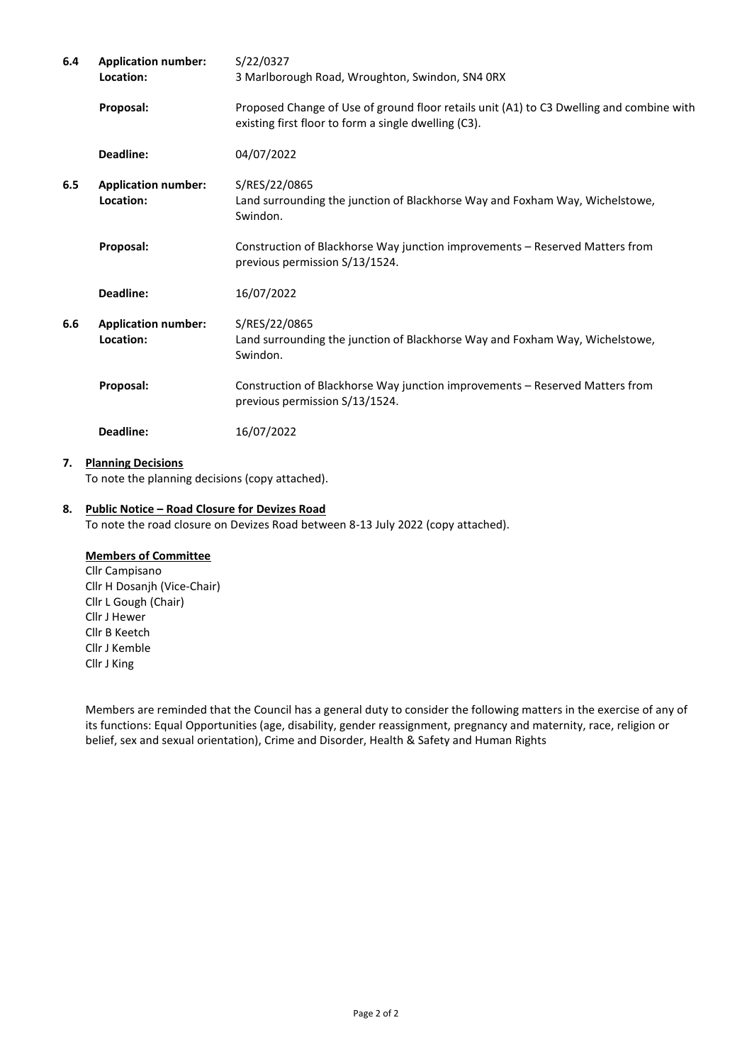**6.4** **Application number:** S/22/0327
**Location:** 3 Marlborough Road, Wroughton, Swindon, SN4 0RX

**Proposal:** Proposed Change of Use of ground floor retails unit (A1) to C3 Dwelling and combine with existing first floor to form a single dwelling (C3).

**Deadline:** 04/07/2022

**6.5** **Application number:** S/RES/22/0865
**Location:** Land surrounding the junction of Blackhorse Way and Foxham Way, Wichelstowe, Swindon.

**Proposal:** Construction of Blackhorse Way junction improvements – Reserved Matters from previous permission S/13/1524.

**Deadline:** 16/07/2022

**6.6** **Application number:** S/RES/22/0865
**Location:** Land surrounding the junction of Blackhorse Way and Foxham Way, Wichelstowe, Swindon.

**Proposal:** Construction of Blackhorse Way junction improvements – Reserved Matters from previous permission S/13/1524.

**Deadline:** 16/07/2022

**7. <u>Planning Decisions</u>**
To note the planning decisions (copy attached).

**8. <u>Public Notice – Road Closure for Devizes Road</u>**
To note the road closure on Devizes Road between 8-13 July 2022 (copy attached).

**<u>Members of Committee</u>**
Cllr Campisano
Cllr H Dosanjh (Vice-Chair)
Cllr L Gough (Chair)
Cllr J Hewer
Cllr B Keetch
Cllr J Kemble
Cllr J King

Members are reminded that the Council has a general duty to consider the following matters in the exercise of any of its functions: Equal Opportunities (age, disability, gender reassignment, pregnancy and maternity, race, religion or belief, sex and sexual orientation), Crime and Disorder, Health & Safety and Human Rights